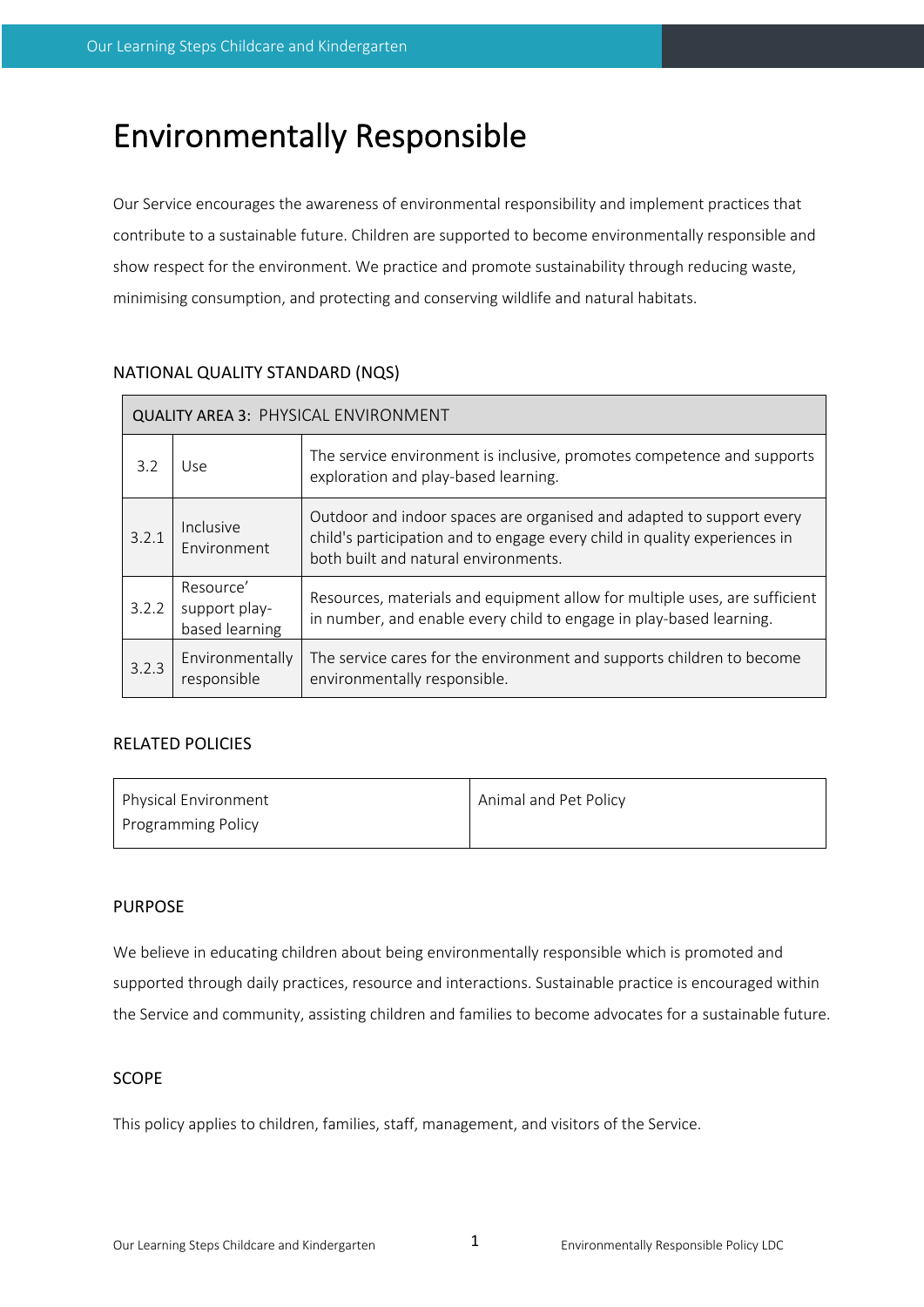# Environmentally Responsible

Our Service encourages the awareness of environmental responsibility and implement practices that contribute to a sustainable future. Children are supported to become environmentally responsible and show respect for the environment. We practice and promote sustainability through reducing waste, minimising consumption, and protecting and conserving wildlife and natural habitats.

## NATIONAL QUALITY STANDARD (NQS)

| QUALITY AREA 3: PHYSICAL ENVIRONMENT | | |
|---|---|---|
| 3.2 | Use | The service environment is inclusive, promotes competence and supports exploration and play-based learning. |
| 3.2.1 | Inclusive Environment | Outdoor and indoor spaces are organised and adapted to support every child's participation and to engage every child in quality experiences in both built and natural environments. |
| 3.2.2 | Resource' support play-based learning | Resources, materials and equipment allow for multiple uses, are sufficient in number, and enable every child to engage in play-based learning. |
| 3.2.3 | Environmentally responsible | The service cares for the environment and supports children to become environmentally responsible. |

## RELATED POLICIES

| | |
|---|---|
| Physical Environment<br>Programming Policy | Animal and Pet Policy |

## PURPOSE

We believe in educating children about being environmentally responsible which is promoted and supported through daily practices, resource and interactions. Sustainable practice is encouraged within the Service and community, assisting children and families to become advocates for a sustainable future.

## SCOPE

This policy applies to children, families, staff, management, and visitors of the Service.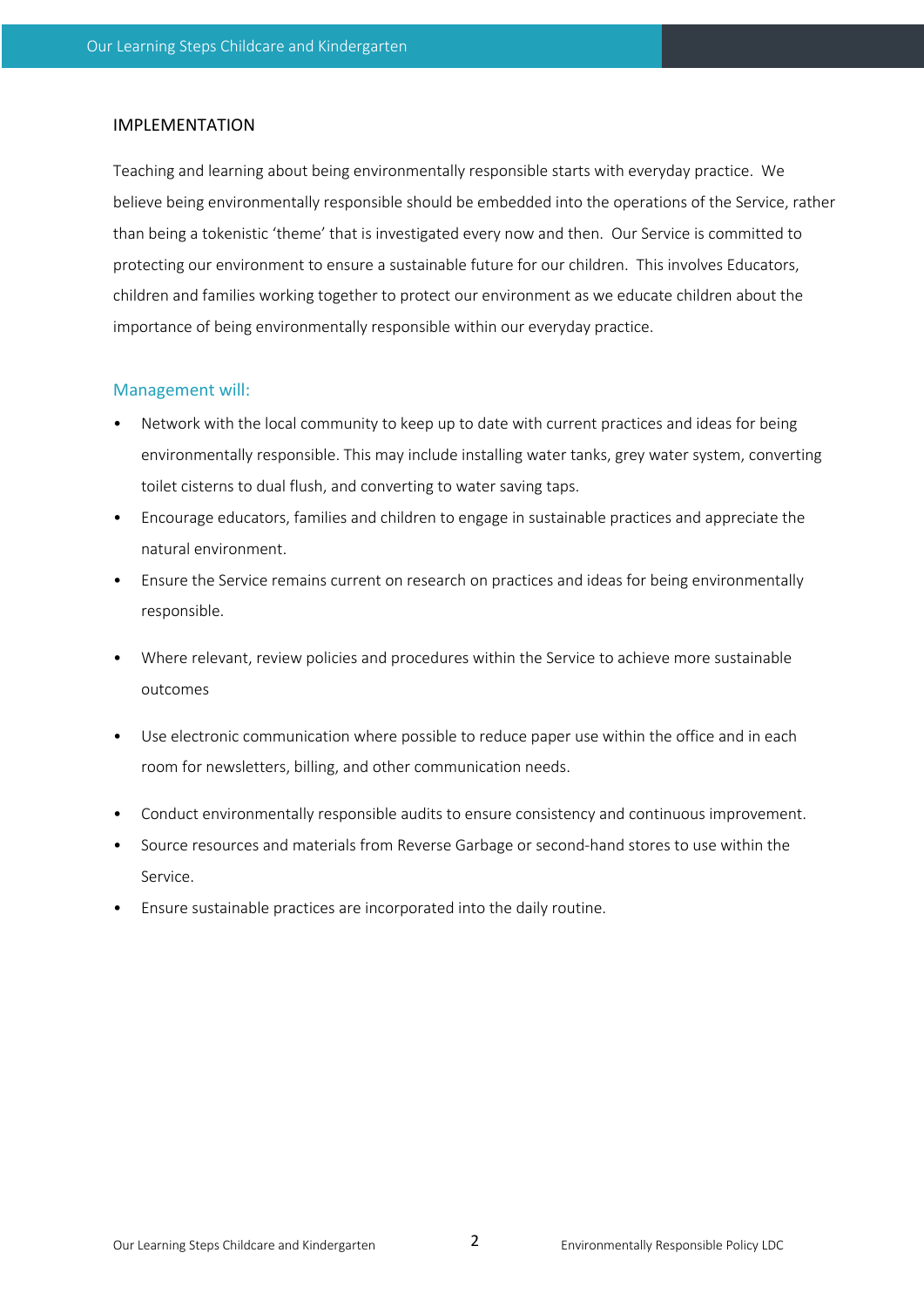## IMPLEMENTATION

Teaching and learning about being environmentally responsible starts with everyday practice. We believe being environmentally responsible should be embedded into the operations of the Service, rather than being a tokenistic 'theme' that is investigated every now and then. Our Service is committed to protecting our environment to ensure a sustainable future for our children. This involves Educators, children and families working together to protect our environment as we educate children about the importance of being environmentally responsible within our everyday practice.

### Management will:

- Network with the local community to keep up to date with current practices and ideas for being environmentally responsible. This may include installing water tanks, grey water system, converting toilet cisterns to dual flush, and converting to water saving taps.
- Encourage educators, families and children to engage in sustainable practices and appreciate the natural environment.
- Ensure the Service remains current on research on practices and ideas for being environmentally responsible.
- Where relevant, review policies and procedures within the Service to achieve more sustainable outcomes
- Use electronic communication where possible to reduce paper use within the office and in each room for newsletters, billing, and other communication needs.
- Conduct environmentally responsible audits to ensure consistency and continuous improvement.
- Source resources and materials from Reverse Garbage or second-hand stores to use within the Service.
- Ensure sustainable practices are incorporated into the daily routine.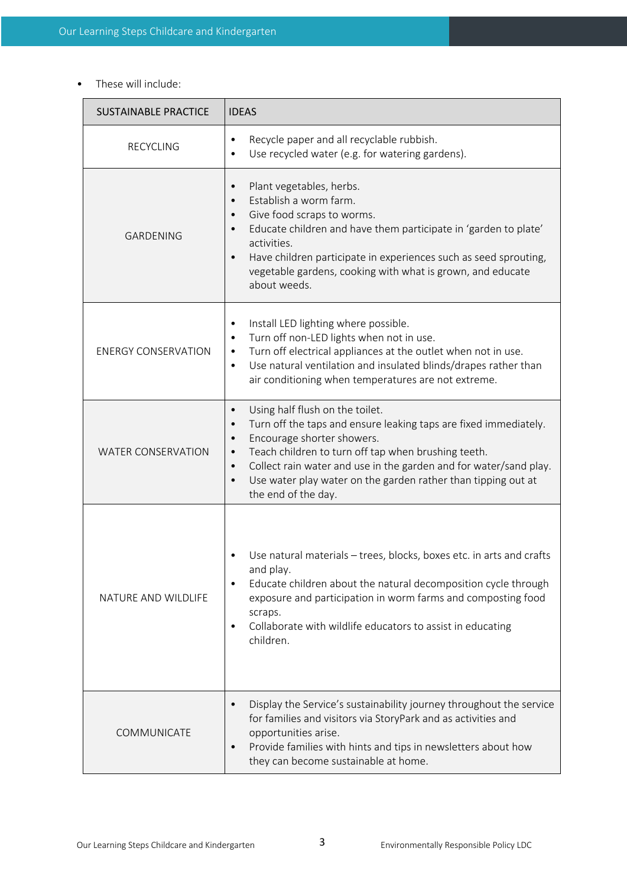- These will include:

| SUSTAINABLE PRACTICE | IDEAS |
|---|---|
| RECYCLING | • Recycle paper and all recyclable rubbish.<br>• Use recycled water (e.g. for watering gardens). |
| GARDENING | • Plant vegetables, herbs.<br>• Establish a worm farm.<br>• Give food scraps to worms.<br>• Educate children and have them participate in 'garden to plate' activities.<br>• Have children participate in experiences such as seed sprouting, vegetable gardens, cooking with what is grown, and educate about weeds. |
| ENERGY CONSERVATION | • Install LED lighting where possible.<br>• Turn off non-LED lights when not in use.<br>• Turn off electrical appliances at the outlet when not in use.<br>• Use natural ventilation and insulated blinds/drapes rather than air conditioning when temperatures are not extreme. |
| WATER CONSERVATION | • Using half flush on the toilet.<br>• Turn off the taps and ensure leaking taps are fixed immediately.<br>• Encourage shorter showers.<br>• Teach children to turn off tap when brushing teeth.<br>• Collect rain water and use in the garden and for water/sand play.<br>• Use water play water on the garden rather than tipping out at the end of the day. |
| NATURE AND WILDLIFE | • Use natural materials – trees, blocks, boxes etc. in arts and crafts and play.<br>• Educate children about the natural decomposition cycle through exposure and participation in worm farms and composting food scraps.<br>• Collaborate with wildlife educators to assist in educating children. |
| COMMUNICATE | • Display the Service's sustainability journey throughout the service for families and visitors via StoryPark and as activities and opportunities arise.<br>• Provide families with hints and tips in newsletters about how they can become sustainable at home. |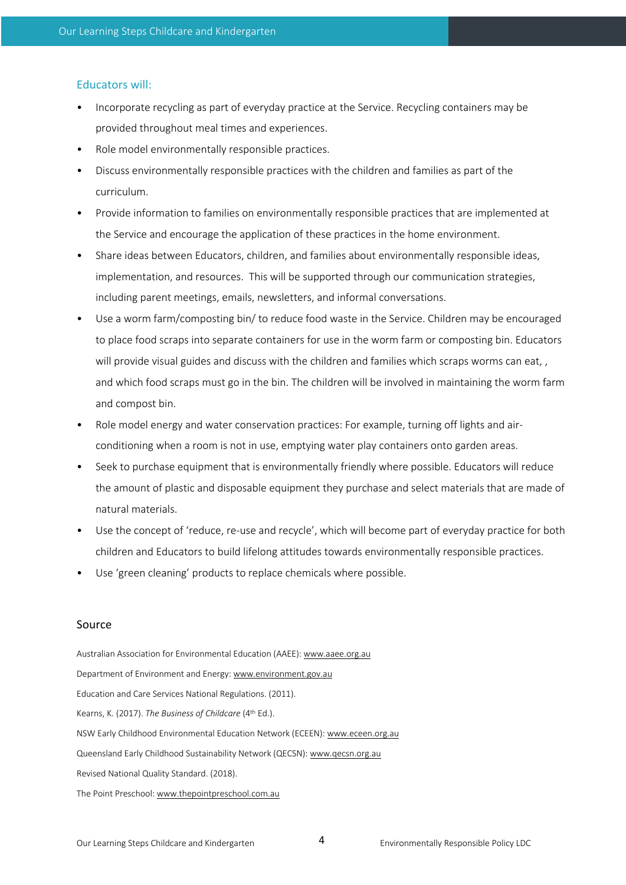### Educators will:

- Incorporate recycling as part of everyday practice at the Service. Recycling containers may be provided throughout meal times and experiences.
- Role model environmentally responsible practices.
- Discuss environmentally responsible practices with the children and families as part of the curriculum.
- Provide information to families on environmentally responsible practices that are implemented at the Service and encourage the application of these practices in the home environment.
- Share ideas between Educators, children, and families about environmentally responsible ideas, implementation, and resources. This will be supported through our communication strategies, including parent meetings, emails, newsletters, and informal conversations.
- Use a worm farm/composting bin/ to reduce food waste in the Service. Children may be encouraged to place food scraps into separate containers for use in the worm farm or composting bin. Educators will provide visual guides and discuss with the children and families which scraps worms can eat, , and which food scraps must go in the bin. The children will be involved in maintaining the worm farm and compost bin.
- Role model energy and water conservation practices: For example, turning off lights and air-conditioning when a room is not in use, emptying water play containers onto garden areas.
- Seek to purchase equipment that is environmentally friendly where possible. Educators will reduce the amount of plastic and disposable equipment they purchase and select materials that are made of natural materials.
- Use the concept of 'reduce, re-use and recycle', which will become part of everyday practice for both children and Educators to build lifelong attitudes towards environmentally responsible practices.
- Use 'green cleaning' products to replace chemicals where possible.

## Source

Australian Association for Environmental Education (AAEE): www.aaee.org.au

Department of Environment and Energy: www.environment.gov.au

Education and Care Services National Regulations. (2011).

Kearns, K. (2017). *The Business of Childcare* (4th Ed.).

NSW Early Childhood Environmental Education Network (ECEEN): www.eceen.org.au

Queensland Early Childhood Sustainability Network (QECSN): www.qecsn.org.au

Revised National Quality Standard. (2018).

The Point Preschool: www.thepointpreschool.com.au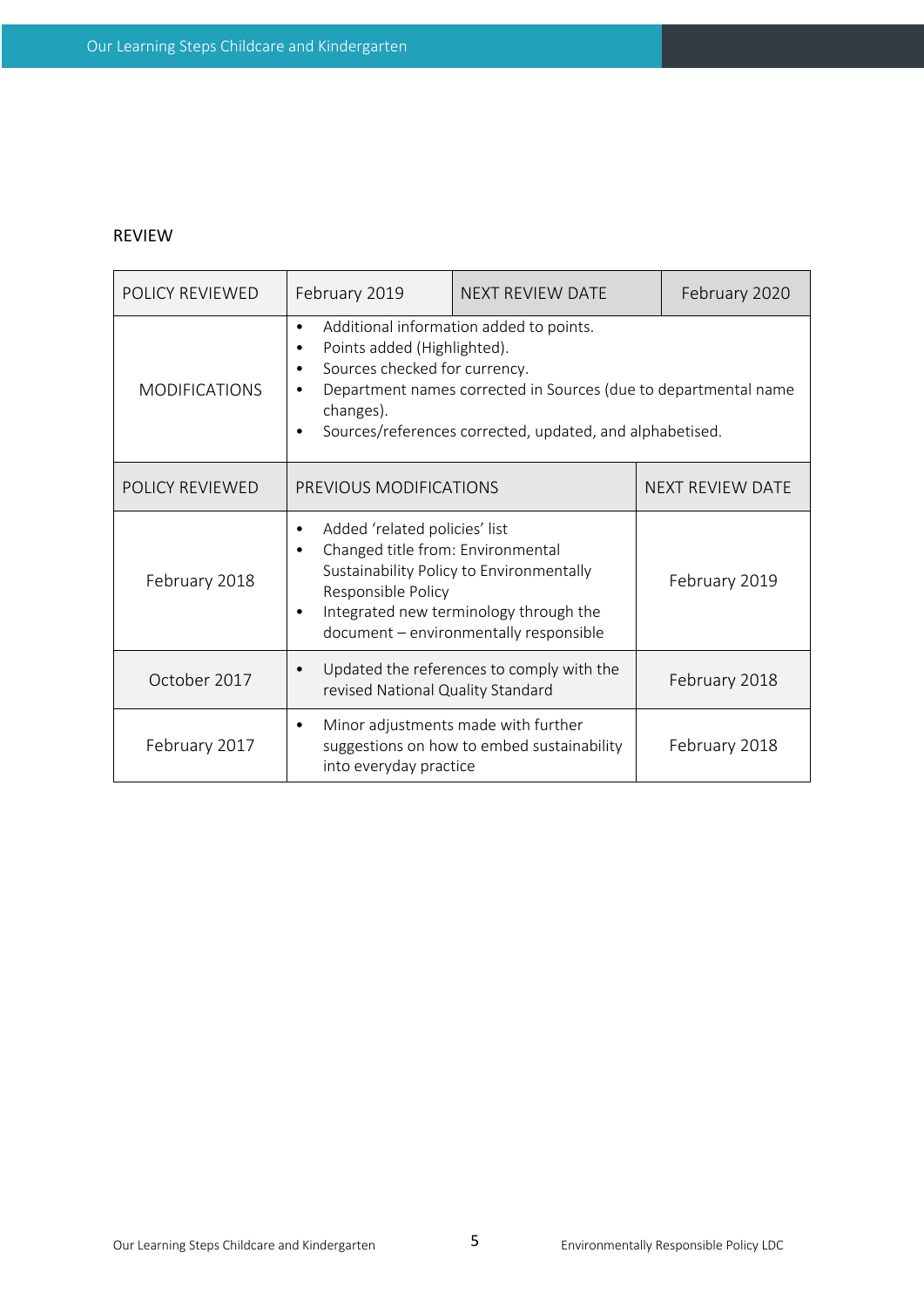REVIEW

| POLICY REVIEWED | February 2019 | NEXT REVIEW DATE | February 2020 |
|---|---|---|---|
| MODIFICATIONS | • Additional information added to points.<br>• Points added (Highlighted).<br>• Sources checked for currency.<br>• Department names corrected in Sources (due to departmental name changes).<br>• Sources/references corrected, updated, and alphabetised. | | |
| POLICY REVIEWED | PREVIOUS MODIFICATIONS | | NEXT REVIEW DATE |
| February 2018 | • Added 'related policies' list<br>• Changed title from: Environmental Sustainability Policy to Environmentally Responsible Policy<br>• Integrated new terminology through the document – environmentally responsible | | February 2019 |
| October 2017 | • Updated the references to comply with the revised National Quality Standard | | February 2018 |
| February 2017 | • Minor adjustments made with further suggestions on how to embed sustainability into everyday practice | | February 2018 |